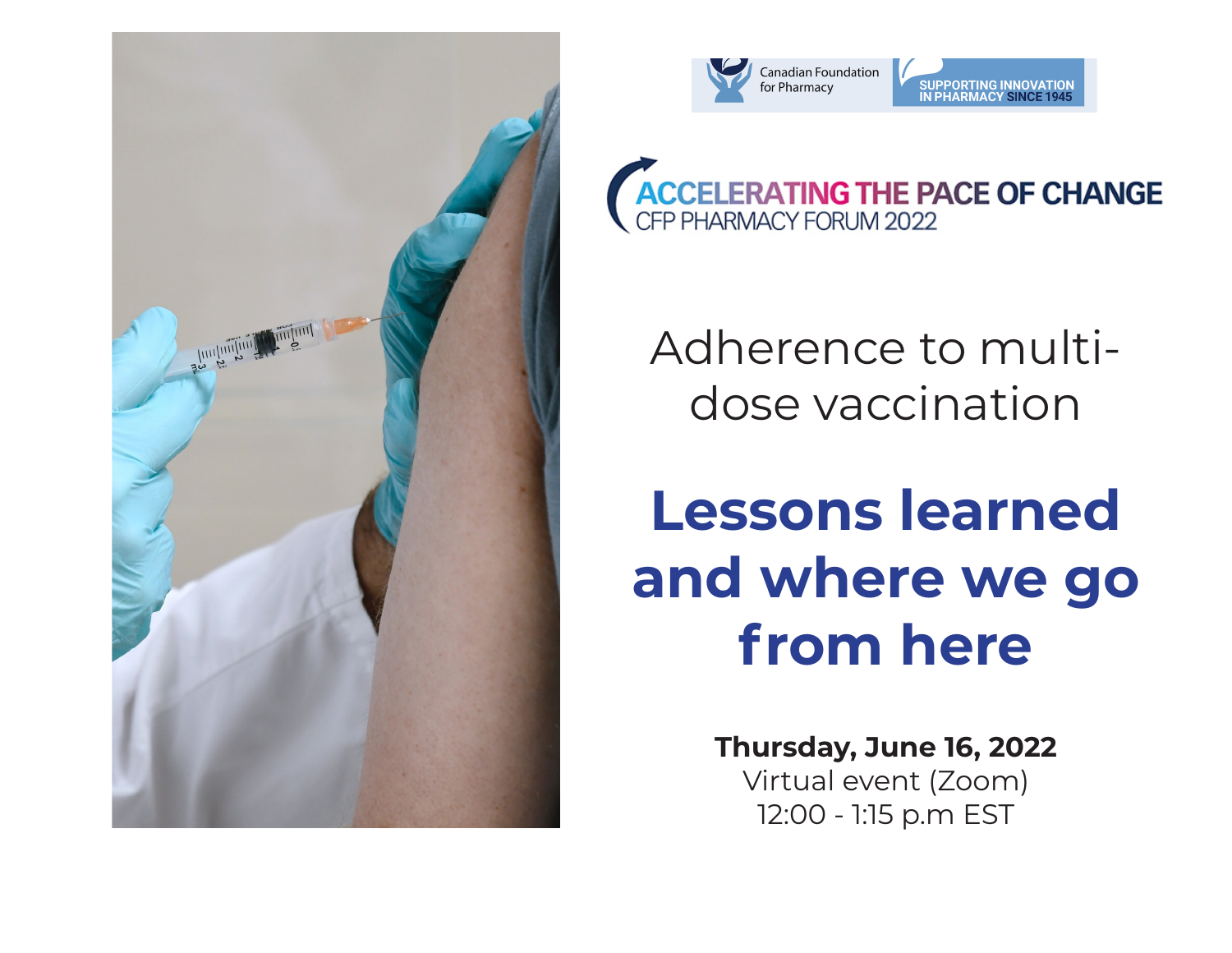Canadian Foundation for Pharmacy

SUPPORTING INNOVATION IN PHARMACY SINCE 1945

ACCELERATING THE PACE OF CHANGE

CFP PHARMACY FORUM 2022

# Adherence to multi-dose vaccination

# Lessons learned and where we go from here

**Thursday, June 16, 2022**

Virtual event (Zoom)

12:00 - 1:15 p.m EST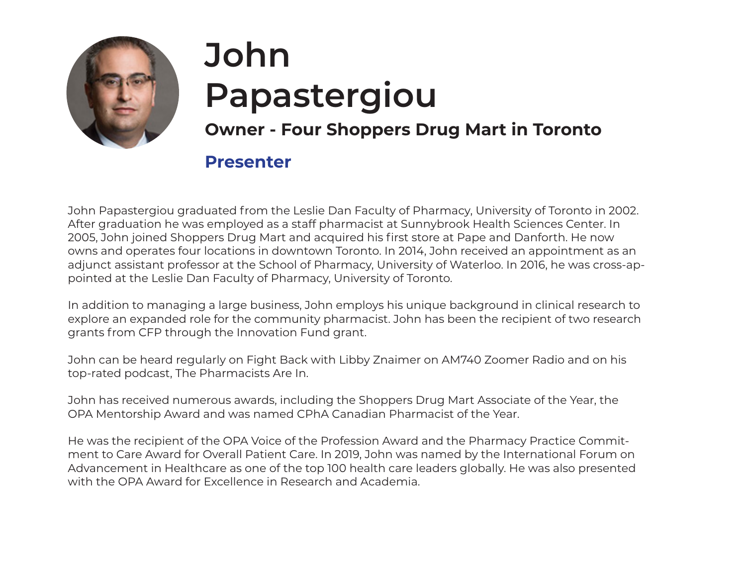# John Papastergiou

### Owner - Four Shoppers Drug Mart in Toronto

### Presenter

John Papastergiou graduated from the Leslie Dan Faculty of Pharmacy, University of Toronto in 2002. After graduation he was employed as a staff pharmacist at Sunnybrook Health Sciences Center. In 2005, John joined Shoppers Drug Mart and acquired his first store at Pape and Danforth. He now owns and operates four locations in downtown Toronto. In 2014, John received an appointment as an adjunct assistant professor at the School of Pharmacy, University of Waterloo. In 2016, he was cross-appointed at the Leslie Dan Faculty of Pharmacy, University of Toronto.

In addition to managing a large business, John employs his unique background in clinical research to explore an expanded role for the community pharmacist. John has been the recipient of two research grants from CFP through the Innovation Fund grant.

John can be heard regularly on Fight Back with Libby Znaimer on AM740 Zoomer Radio and on his top-rated podcast, The Pharmacists Are In.

John has received numerous awards, including the Shoppers Drug Mart Associate of the Year, the OPA Mentorship Award and was named CPhA Canadian Pharmacist of the Year.

He was the recipient of the OPA Voice of the Profession Award and the Pharmacy Practice Commitment to Care Award for Overall Patient Care. In 2019, John was named by the International Forum on Advancement in Healthcare as one of the top 100 health care leaders globally. He was also presented with the OPA Award for Excellence in Research and Academia.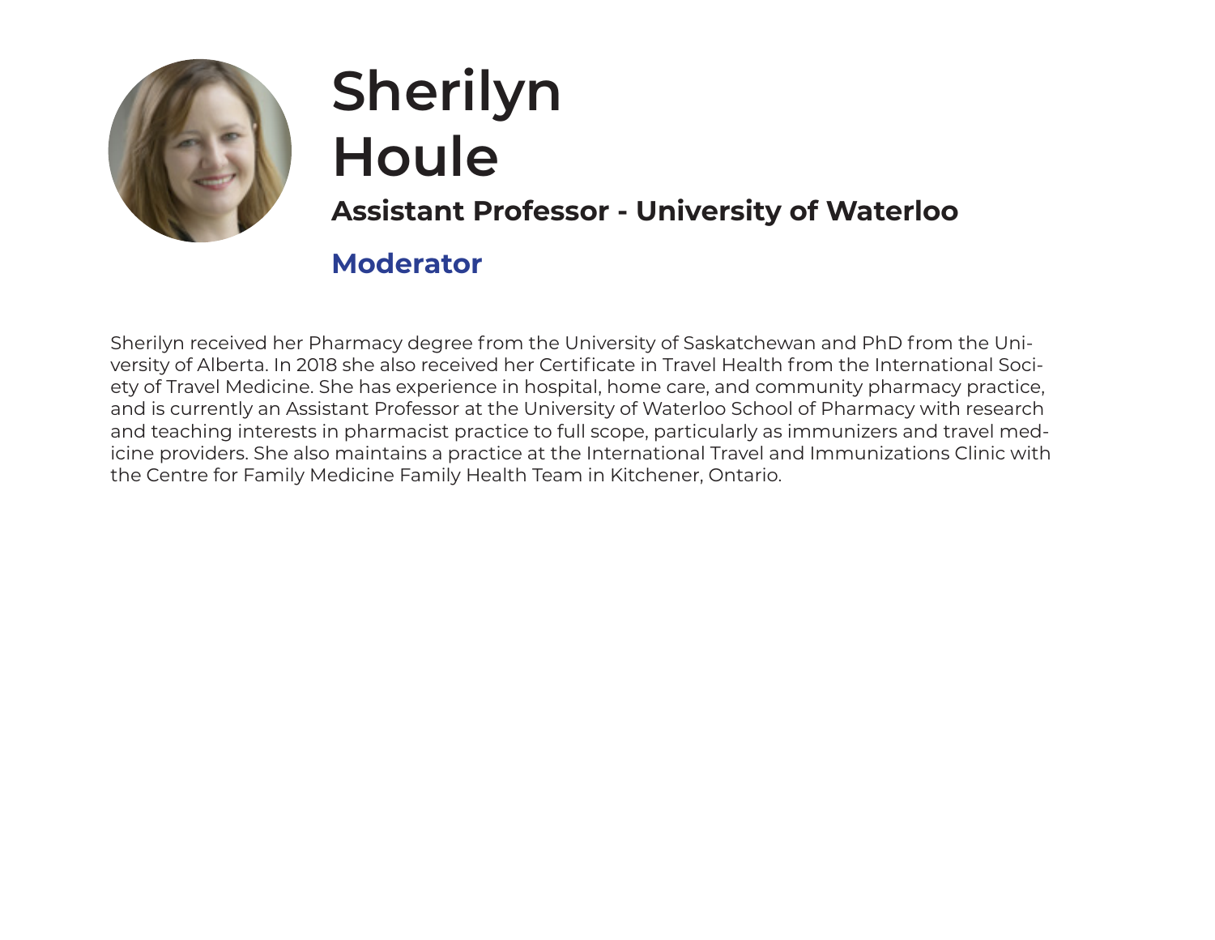# Sherilyn Houle

**Assistant Professor - University of Waterloo**

**Moderator**

Sherilyn received her Pharmacy degree from the University of Saskatchewan and PhD from the University of Alberta. In 2018 she also received her Certificate in Travel Health from the International Society of Travel Medicine. She has experience in hospital, home care, and community pharmacy practice, and is currently an Assistant Professor at the University of Waterloo School of Pharmacy with research and teaching interests in pharmacist practice to full scope, particularly as immunizers and travel medicine providers. She also maintains a practice at the International Travel and Immunizations Clinic with the Centre for Family Medicine Family Health Team in Kitchener, Ontario.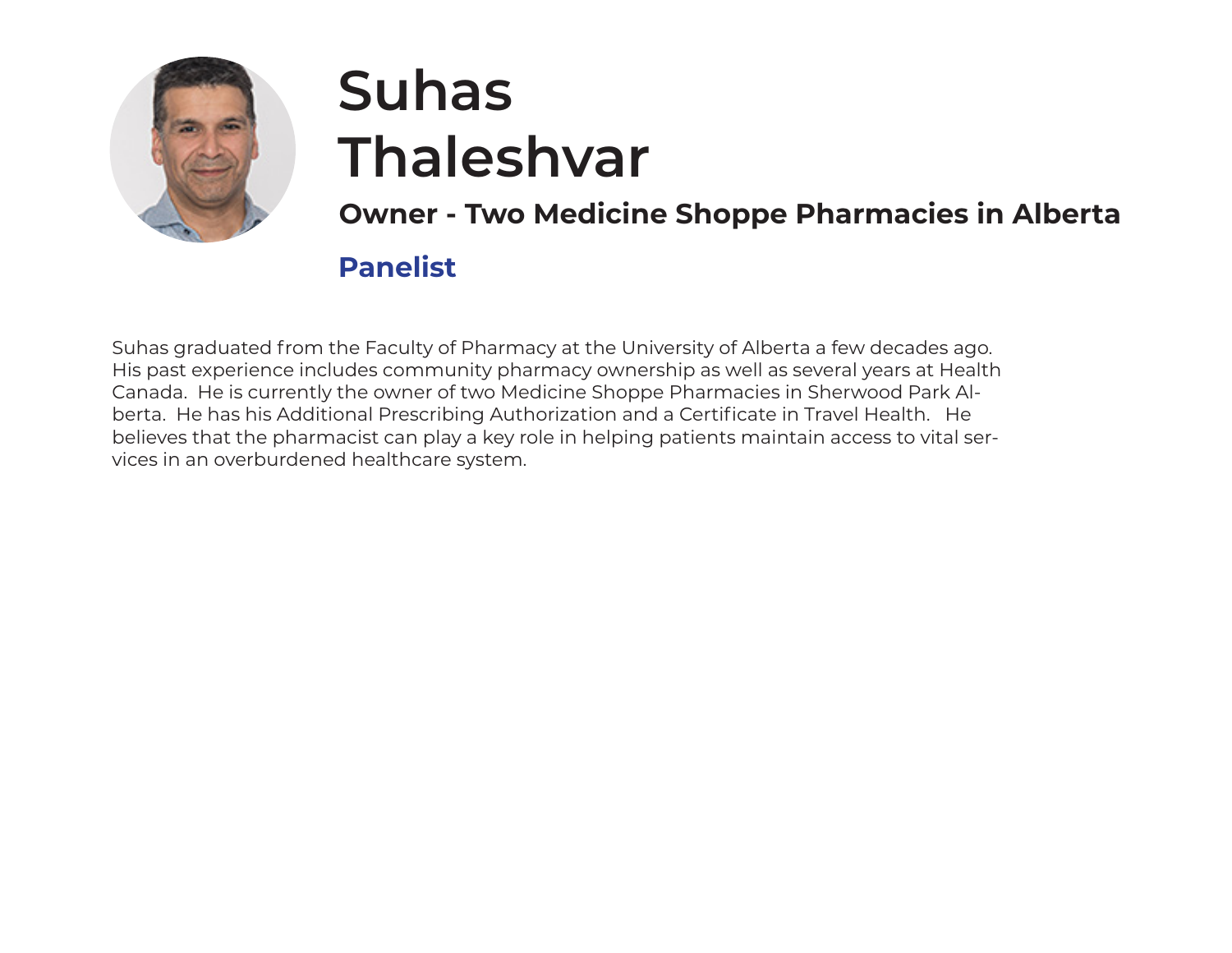# Suhas Thaleshvar

**Owner - Two Medicine Shoppe Pharmacies in Alberta**

**Panelist**

Suhas graduated from the Faculty of Pharmacy at the University of Alberta a few decades ago. His past experience includes community pharmacy ownership as well as several years at Health Canada. He is currently the owner of two Medicine Shoppe Pharmacies in Sherwood Park Alberta. He has his Additional Prescribing Authorization and a Certificate in Travel Health. He believes that the pharmacist can play a key role in helping patients maintain access to vital services in an overburdened healthcare system.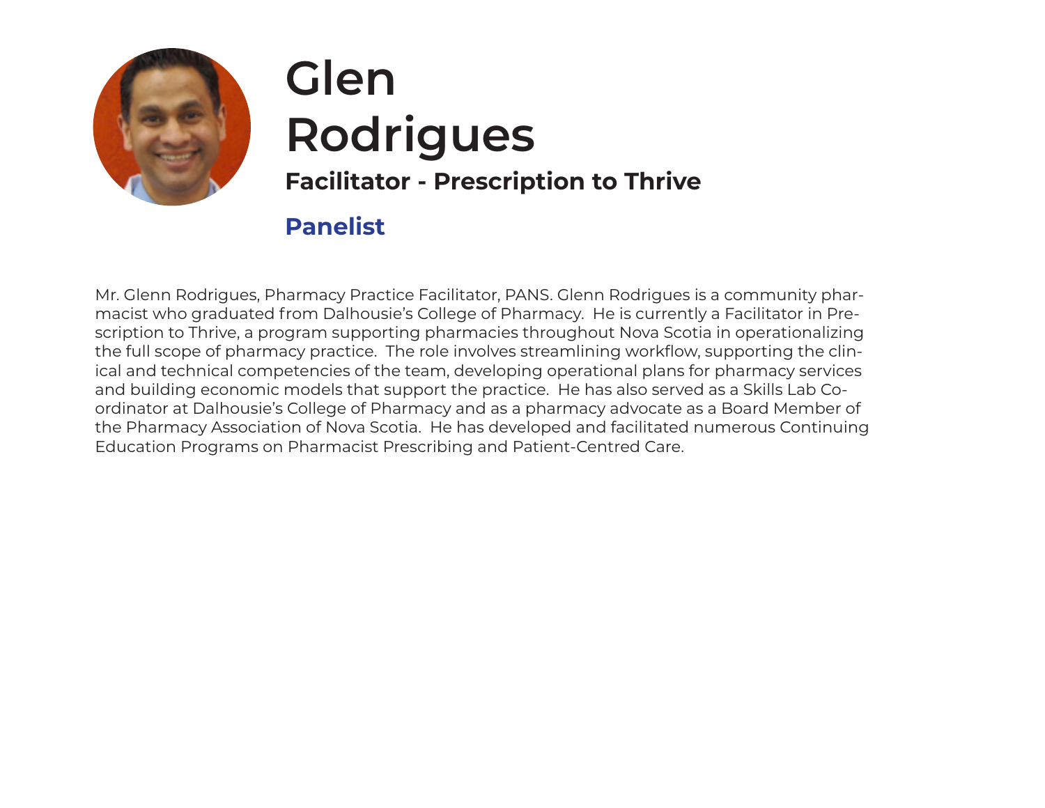# Glen Rodrigues

**Facilitator - Prescription to Thrive**

**Panelist**

Mr. Glenn Rodrigues, Pharmacy Practice Facilitator, PANS. Glenn Rodrigues is a community pharmacist who graduated from Dalhousie's College of Pharmacy. He is currently a Facilitator in Prescription to Thrive, a program supporting pharmacies throughout Nova Scotia in operationalizing the full scope of pharmacy practice. The role involves streamlining workflow, supporting the clinical and technical competencies of the team, developing operational plans for pharmacy services and building economic models that support the practice. He has also served as a Skills Lab Coordinator at Dalhousie's College of Pharmacy and as a pharmacy advocate as a Board Member of the Pharmacy Association of Nova Scotia. He has developed and facilitated numerous Continuing Education Programs on Pharmacist Prescribing and Patient-Centred Care.